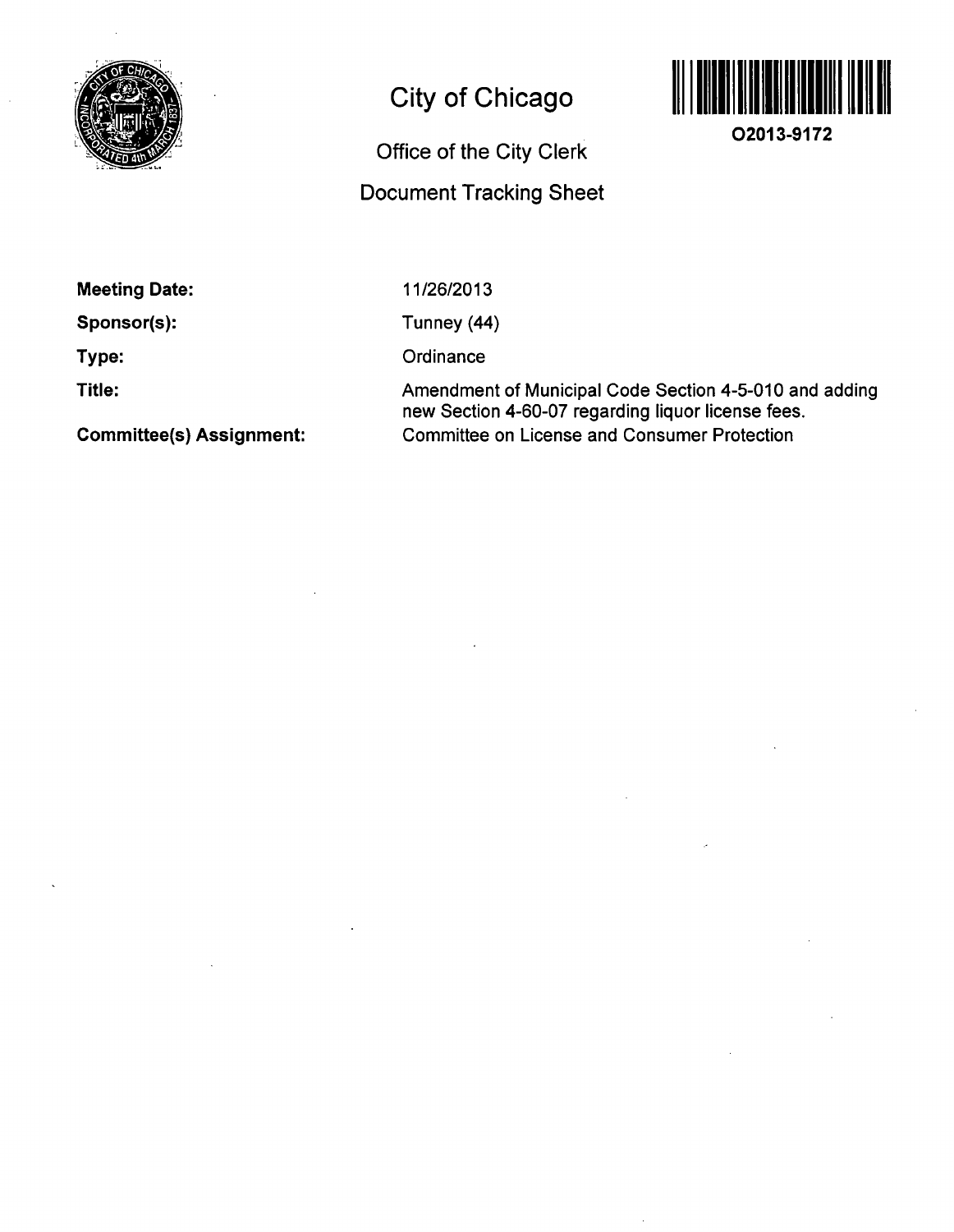# City of Chicago

## Office of the City Clerk

## Document Tracking Sheet

**O2013-9172**

**Meeting Date:** 11/26/2013

**Sponsor(s):** Tunney (44)

**Type:** Ordinance

**Title:** Amendment of Municipal Code Section 4-5-010 and adding new Section 4-60-07 regarding liquor license fees.

**Committee(s) Assignment:** Committee on License and Consumer Protection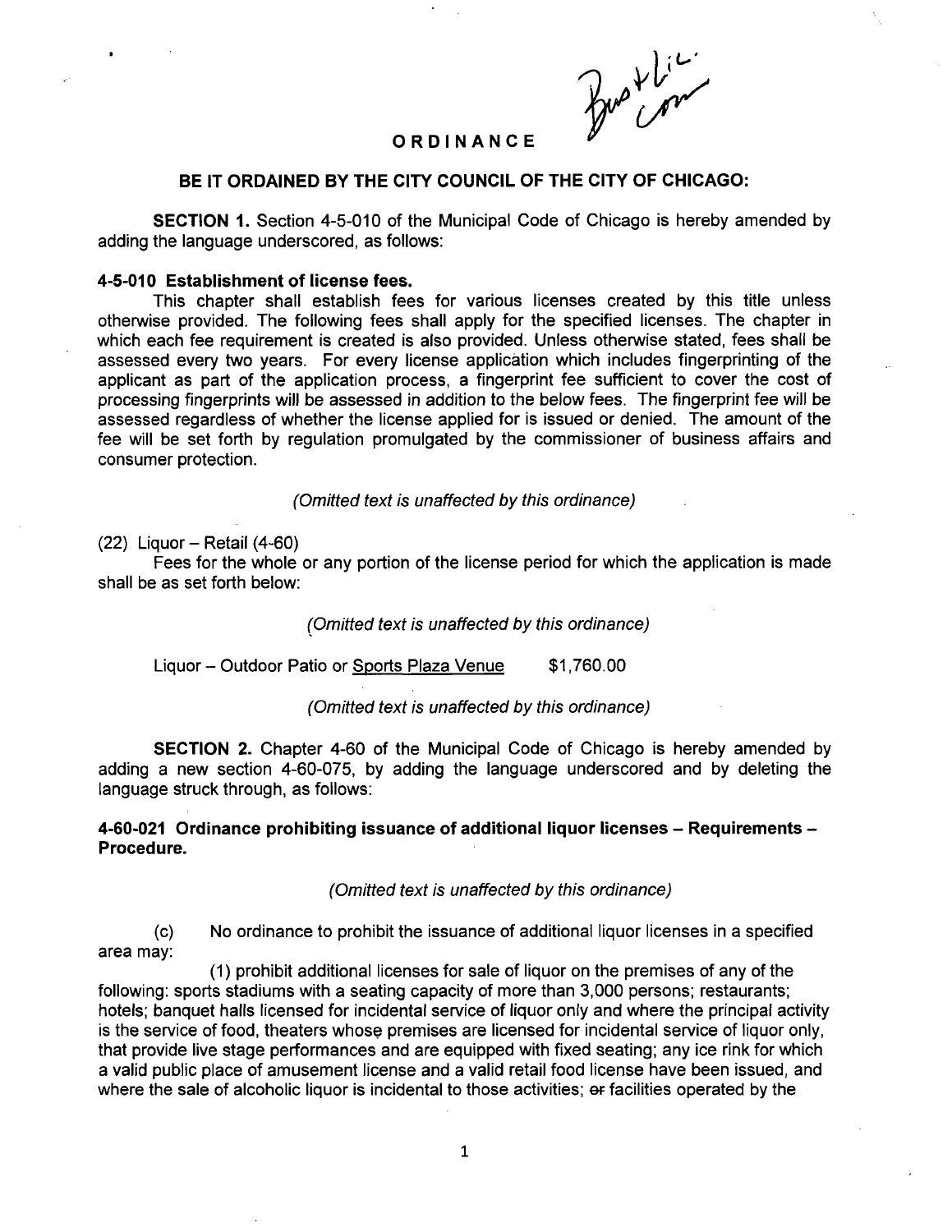# ORDINANCE

**BE IT ORDAINED BY THE CITY COUNCIL OF THE CITY OF CHICAGO:**

**SECTION 1.** Section 4-5-010 of the Municipal Code of Chicago is hereby amended by adding the language underscored, as follows:

**4-5-010 Establishment of license fees.**

This chapter shall establish fees for various licenses created by this title unless otherwise provided. The following fees shall apply for the specified licenses. The chapter in which each fee requirement is created is also provided. Unless otherwise stated, fees shall be assessed every two years. For every license application which includes fingerprinting of the applicant as part of the application process, a fingerprint fee sufficient to cover the cost of processing fingerprints will be assessed in addition to the below fees. The fingerprint fee will be assessed regardless of whether the license applied for is issued or denied. The amount of the fee will be set forth by regulation promulgated by the commissioner of business affairs and consumer protection.

*(Omitted text is unaffected by this ordinance)*

(22) Liquor – Retail (4-60)

Fees for the whole or any portion of the license period for which the application is made shall be as set forth below:

*(Omitted text is unaffected by this ordinance)*

Liquor – Outdoor Patio or <u>Sports Plaza Venue</u> $1,760.00

*(Omitted text is unaffected by this ordinance)*

**SECTION 2.** Chapter 4-60 of the Municipal Code of Chicago is hereby amended by adding a new section 4-60-075, by adding the language underscored and by deleting the language struck through, as follows:

**4-60-021 Ordinance prohibiting issuance of additional liquor licenses – Requirements – Procedure.**

*(Omitted text is unaffected by this ordinance)*

(c) No ordinance to prohibit the issuance of additional liquor licenses in a specified area may:

(1) prohibit additional licenses for sale of liquor on the premises of any of the following: sports stadiums with a seating capacity of more than 3,000 persons; restaurants; hotels; banquet halls licensed for incidental service of liquor only and where the principal activity is the service of food, theaters whose premises are licensed for incidental service of liquor only, that provide live stage performances and are equipped with fixed seating; any ice rink for which a valid public place of amusement license and a valid retail food license have been issued, and where the sale of alcoholic liquor is incidental to those activities; ~~or~~ facilities operated by the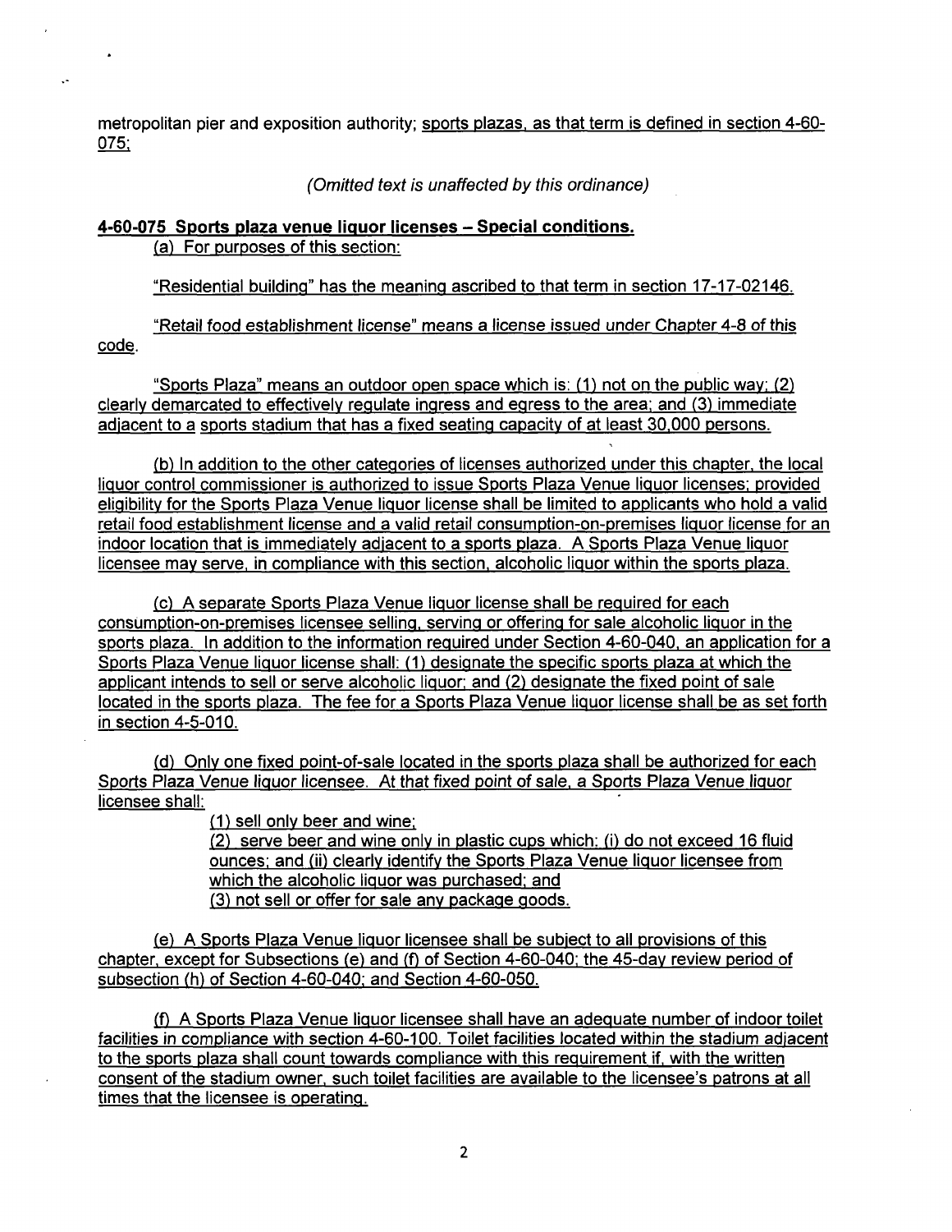metropolitan pier and exposition authority; sports plazas, as that term is defined in section 4-60-075;

*(Omitted text is unaffected by this ordinance)*

**4-60-075 Sports plaza venue liquor licenses – Special conditions.**

(a) For purposes of this section:

"Residential building" has the meaning ascribed to that term in section 17-17-02146.

"Retail food establishment license" means a license issued under Chapter 4-8 of this code.

"Sports Plaza" means an outdoor open space which is: (1) not on the public way; (2) clearly demarcated to effectively regulate ingress and egress to the area; and (3) immediate adjacent to a sports stadium that has a fixed seating capacity of at least 30,000 persons.

(b) In addition to the other categories of licenses authorized under this chapter, the local liquor control commissioner is authorized to issue Sports Plaza Venue liquor licenses; provided eligibility for the Sports Plaza Venue liquor license shall be limited to applicants who hold a valid retail food establishment license and a valid retail consumption-on-premises liquor license for an indoor location that is immediately adjacent to a sports plaza. A Sports Plaza Venue liquor licensee may serve, in compliance with this section, alcoholic liquor within the sports plaza.

(c) A separate Sports Plaza Venue liquor license shall be required for each consumption-on-premises licensee selling, serving or offering for sale alcoholic liquor in the sports plaza. In addition to the information required under Section 4-60-040, an application for a Sports Plaza Venue liquor license shall: (1) designate the specific sports plaza at which the applicant intends to sell or serve alcoholic liquor; and (2) designate the fixed point of sale located in the sports plaza. The fee for a Sports Plaza Venue liquor license shall be as set forth in section 4-5-010.

(d) Only one fixed point-of-sale located in the sports plaza shall be authorized for each Sports Plaza Venue liquor licensee. At that fixed point of sale, a Sports Plaza Venue liquor licensee shall:

(1) sell only beer and wine;
(2) serve beer and wine only in plastic cups which: (i) do not exceed 16 fluid ounces; and (ii) clearly identify the Sports Plaza Venue liquor licensee from which the alcoholic liquor was purchased; and
(3) not sell or offer for sale any package goods.

(e) A Sports Plaza Venue liquor licensee shall be subject to all provisions of this chapter, except for Subsections (e) and (f) of Section 4-60-040; the 45-day review period of subsection (h) of Section 4-60-040; and Section 4-60-050.

(f) A Sports Plaza Venue liquor licensee shall have an adequate number of indoor toilet facilities in compliance with section 4-60-100. Toilet facilities located within the stadium adjacent to the sports plaza shall count towards compliance with this requirement if, with the written consent of the stadium owner, such toilet facilities are available to the licensee's patrons at all times that the licensee is operating.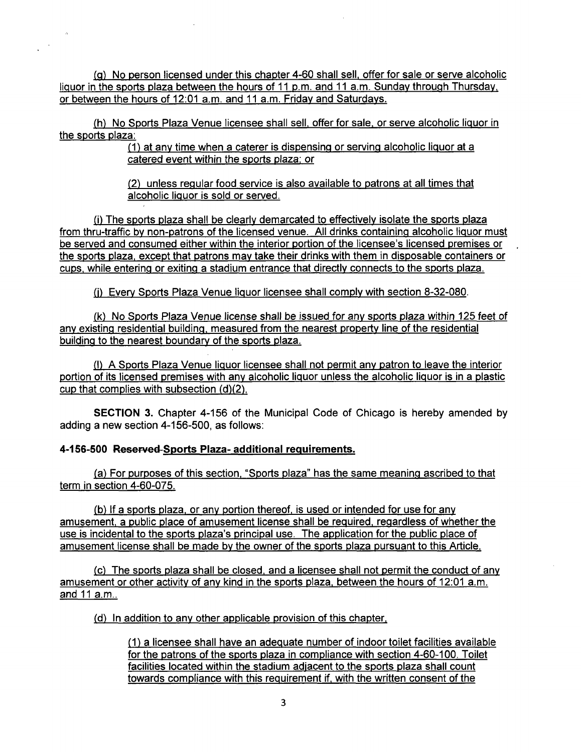(g) No person licensed under this chapter 4-60 shall sell, offer for sale or serve alcoholic liquor in the sports plaza between the hours of 11 p.m. and 11 a.m. Sunday through Thursday, or between the hours of 12:01 a.m. and 11 a.m. Friday and Saturdays.

(h) No Sports Plaza Venue licensee shall sell, offer for sale, or serve alcoholic liquor in the sports plaza:

(1) at any time when a caterer is dispensing or serving alcoholic liquor at a catered event within the sports plaza; or

(2) unless regular food service is also available to patrons at all times that alcoholic liquor is sold or served.

(i) The sports plaza shall be clearly demarcated to effectively isolate the sports plaza from thru-traffic by non-patrons of the licensed venue. All drinks containing alcoholic liquor must be served and consumed either within the interior portion of the licensee's licensed premises or the sports plaza, except that patrons may take their drinks with them in disposable containers or cups, while entering or exiting a stadium entrance that directly connects to the sports plaza.

(j) Every Sports Plaza Venue liquor licensee shall comply with section 8-32-080.

(k) No Sports Plaza Venue license shall be issued for any sports plaza within 125 feet of any existing residential building, measured from the nearest property line of the residential building to the nearest boundary of the sports plaza.

(l) A Sports Plaza Venue liquor licensee shall not permit any patron to leave the interior portion of its licensed premises with any alcoholic liquor unless the alcoholic liquor is in a plastic cup that complies with subsection (d)(2).

**SECTION 3.** Chapter 4-156 of the Municipal Code of Chicago is hereby amended by adding a new section 4-156-500, as follows:

**4-156-500 ~~Reserved~~ Sports Plaza- additional requirements.**

(a) For purposes of this section, "Sports plaza" has the same meaning ascribed to that term in section 4-60-075.

(b) If a sports plaza, or any portion thereof, is used or intended for use for any amusement, a public place of amusement license shall be required, regardless of whether the use is incidental to the sports plaza's principal use. The application for the public place of amusement license shall be made by the owner of the sports plaza pursuant to this Article.

(c) The sports plaza shall be closed, and a licensee shall not permit the conduct of any amusement or other activity of any kind in the sports plaza, between the hours of 12:01 a.m. and 11 a.m..

(d) In addition to any other applicable provision of this chapter,

(1) a licensee shall have an adequate number of indoor toilet facilities available for the patrons of the sports plaza in compliance with section 4-60-100. Toilet facilities located within the stadium adjacent to the sports plaza shall count towards compliance with this requirement if, with the written consent of the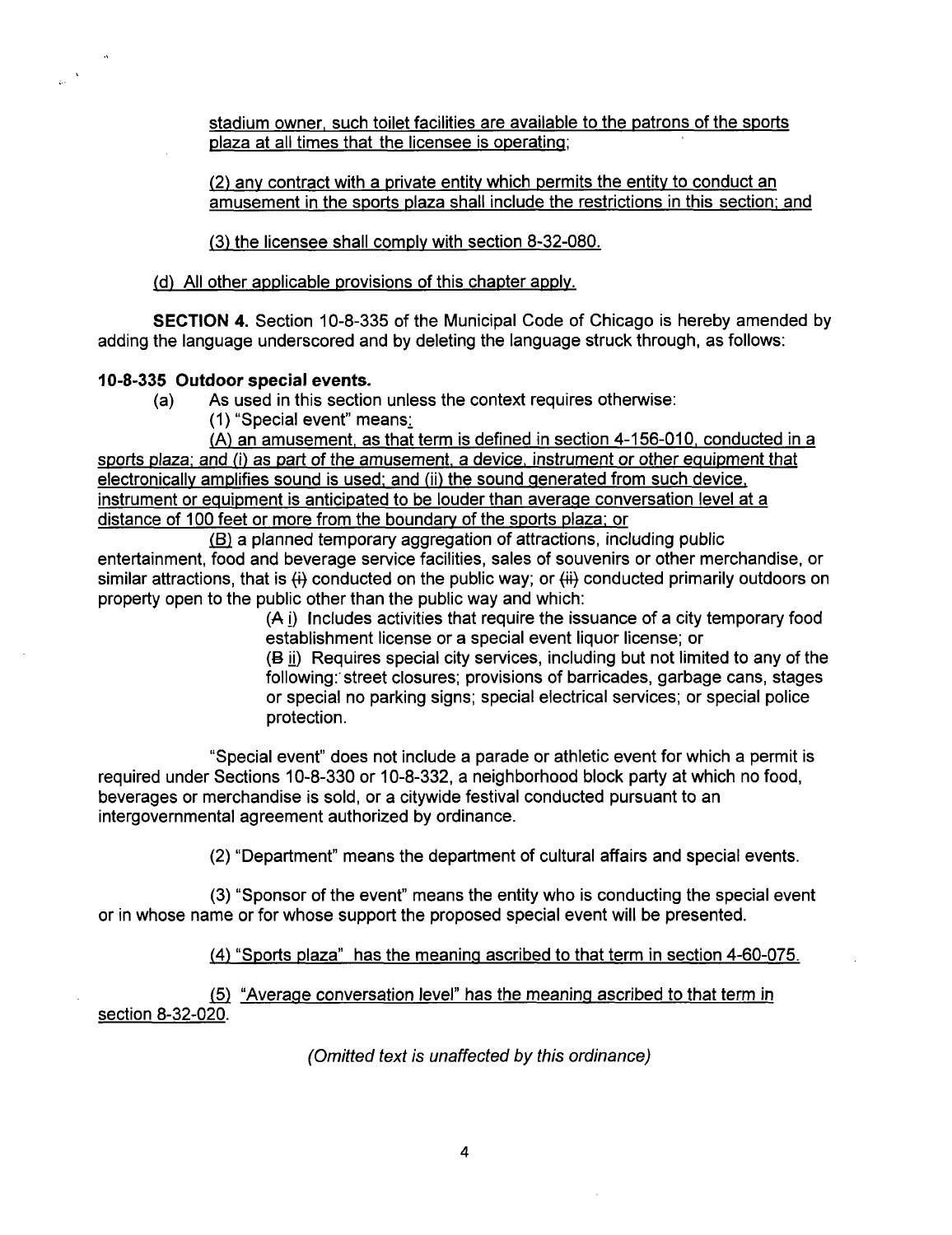stadium owner, such toilet facilities are available to the patrons of the sports plaza at all times that the licensee is operating;

(2) any contract with a private entity which permits the entity to conduct an amusement in the sports plaza shall include the restrictions in this section; and

(3) the licensee shall comply with section 8-32-080.

(d) All other applicable provisions of this chapter apply.

**SECTION 4.** Section 10-8-335 of the Municipal Code of Chicago is hereby amended by adding the language underscored and by deleting the language struck through, as follows:

**10-8-335 Outdoor special events.**

(a) As used in this section unless the context requires otherwise:

(1) "Special event" means:

(A) an amusement, as that term is defined in section 4-156-010, conducted in a sports plaza; and (i) as part of the amusement, a device, instrument or other equipment that electronically amplifies sound is used; and (ii) the sound generated from such device, instrument or equipment is anticipated to be louder than average conversation level at a distance of 100 feet or more from the boundary of the sports plaza; or

(B) a planned temporary aggregation of attractions, including public entertainment, food and beverage service facilities, sales of souvenirs or other merchandise, or similar attractions, that is ~~(i)~~ conducted on the public way; or ~~(ii)~~ conducted primarily outdoors on property open to the public other than the public way and which:

(~~A~~ i) Includes activities that require the issuance of a city temporary food establishment license or a special event liquor license; or

(~~B~~ ii) Requires special city services, including but not limited to any of the following: street closures; provisions of barricades, garbage cans, stages or special no parking signs; special electrical services; or special police protection.

"Special event" does not include a parade or athletic event for which a permit is required under Sections 10-8-330 or 10-8-332, a neighborhood block party at which no food, beverages or merchandise is sold, or a citywide festival conducted pursuant to an intergovernmental agreement authorized by ordinance.

(2) "Department" means the department of cultural affairs and special events.

(3) "Sponsor of the event" means the entity who is conducting the special event or in whose name or for whose support the proposed special event will be presented.

(4) "Sports plaza" has the meaning ascribed to that term in section 4-60-075.

(5) "Average conversation level" has the meaning ascribed to that term in section 8-32-020.

*(Omitted text is unaffected by this ordinance)*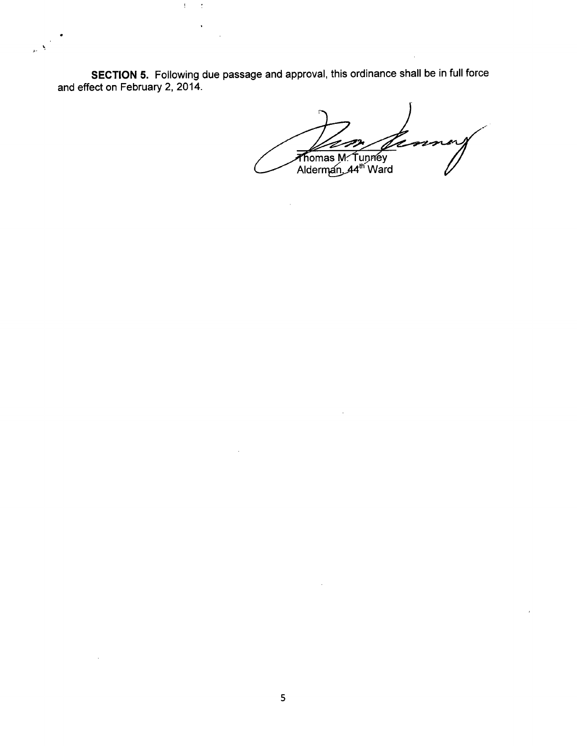**SECTION 5.** Following due passage and approval, this ordinance shall be in full force and effect on February 2, 2014.

Thomas M. Tunney
Alderman, 44th Ward